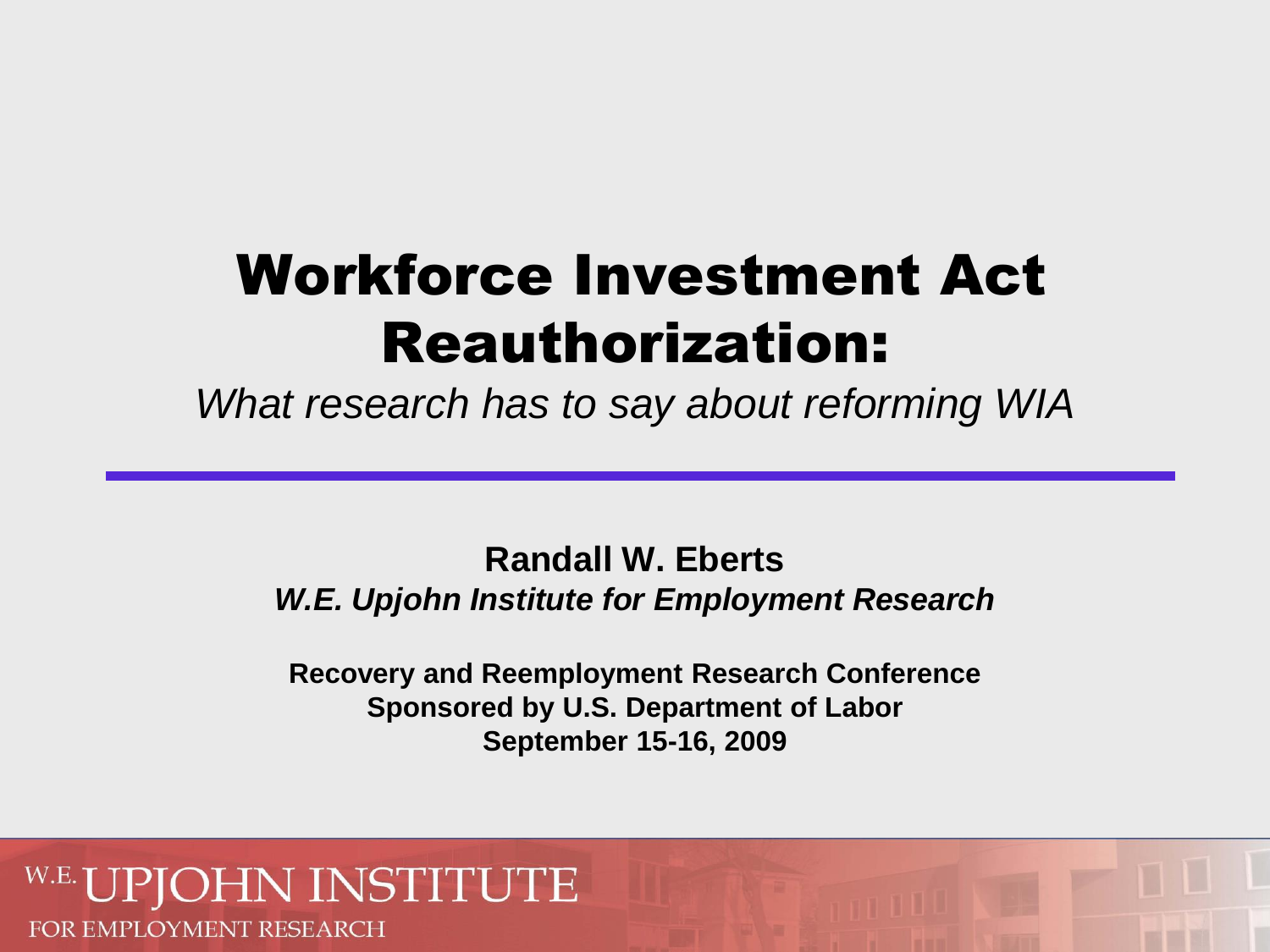# Workforce Investment Act Reauthorization:

*What research has to say about reforming WIA*

**Randall W. Eberts**

***W.E. Upjohn Institute for Employment Research***

**Recovery and Reemployment Research Conference**
**Sponsored by U.S. Department of Labor**
**September 15-16, 2009**

W.E. UPJOHN INSTITUTE
FOR EMPLOYMENT RESEARCH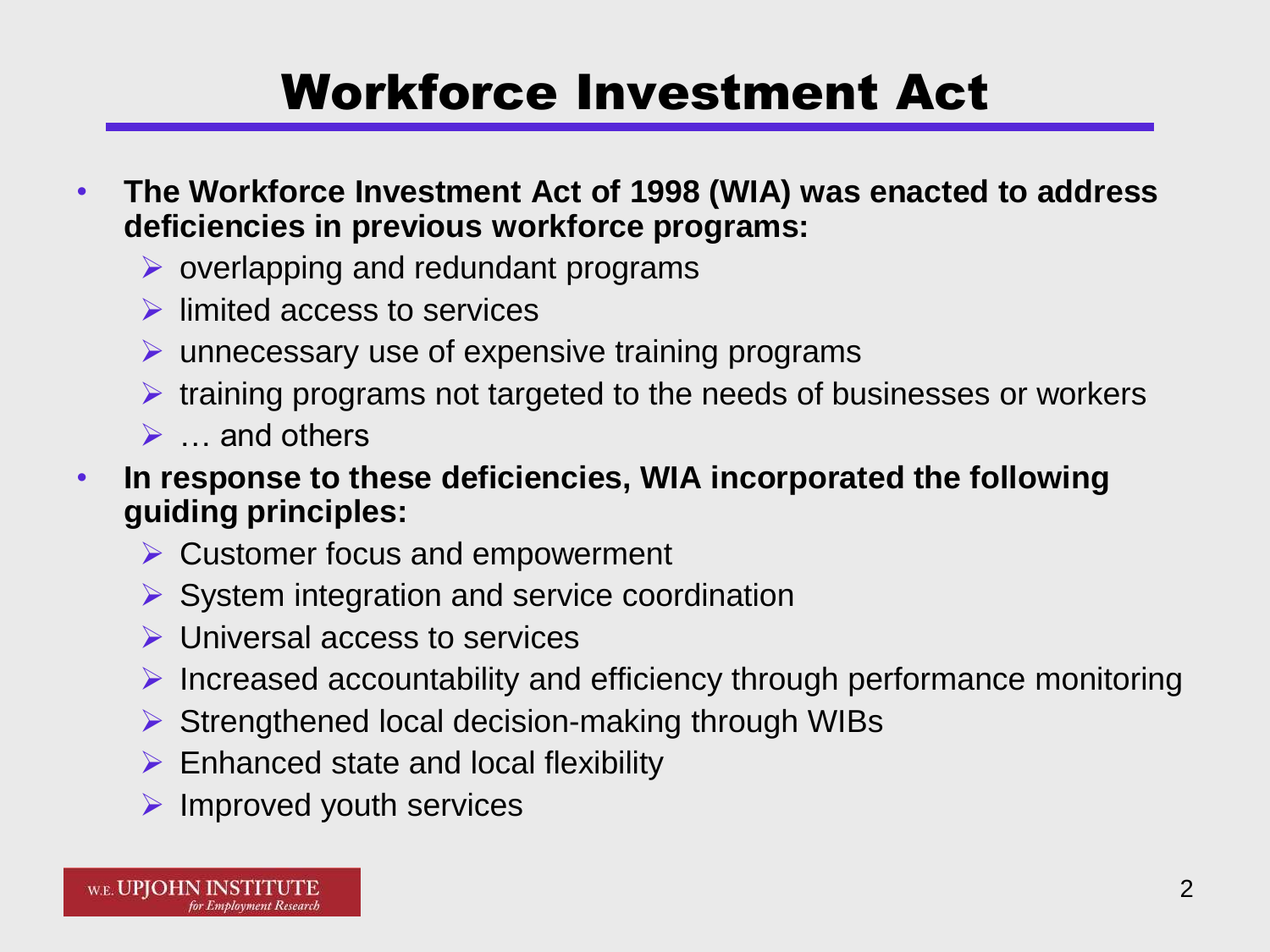# Workforce Investment Act

- **The Workforce Investment Act of 1998 (WIA) was enacted to address deficiencies in previous workforce programs:**
  - overlapping and redundant programs
  - limited access to services
  - unnecessary use of expensive training programs
  - training programs not targeted to the needs of businesses or workers
  - … and others
- **In response to these deficiencies, WIA incorporated the following guiding principles:**
  - Customer focus and empowerment
  - System integration and service coordination
  - Universal access to services
  - Increased accountability and efficiency through performance monitoring
  - Strengthened local decision-making through WIBs
  - Enhanced state and local flexibility
  - Improved youth services

W.E. UPJOHN INSTITUTE *for Employment Research*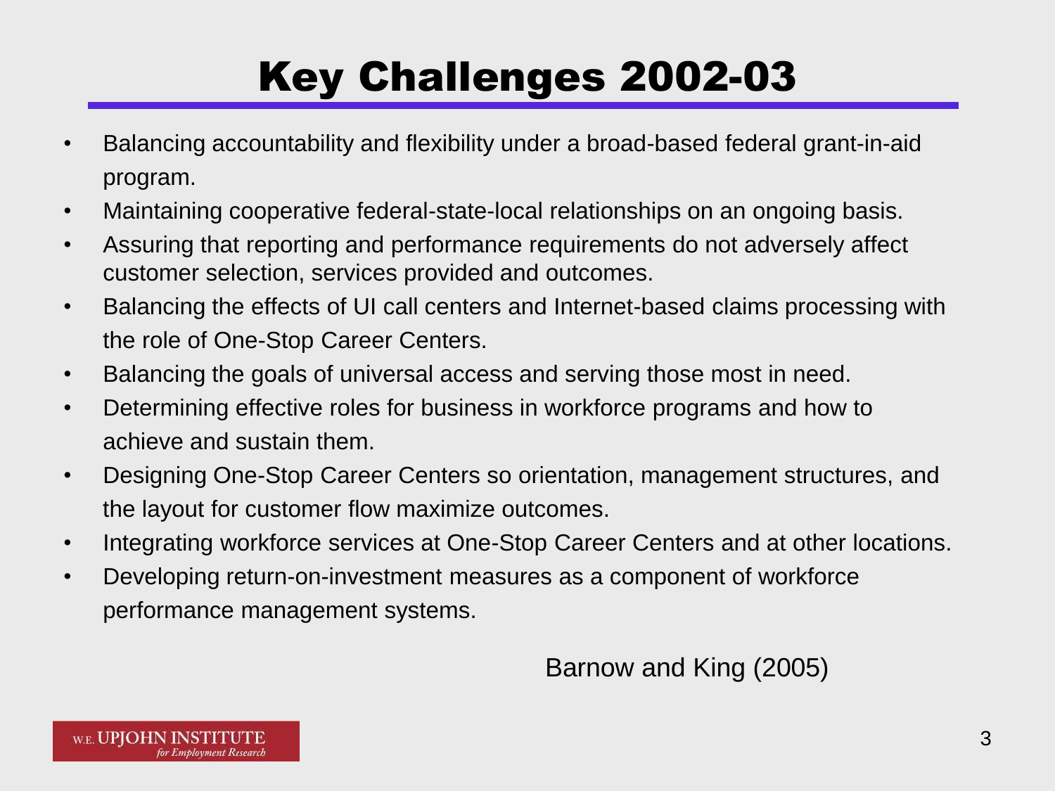# Key Challenges 2002-03

- Balancing accountability and flexibility under a broad-based federal grant-in-aid program.
- Maintaining cooperative federal-state-local relationships on an ongoing basis.
- Assuring that reporting and performance requirements do not adversely affect customer selection, services provided and outcomes.
- Balancing the effects of UI call centers and Internet-based claims processing with the role of One-Stop Career Centers.
- Balancing the goals of universal access and serving those most in need.
- Determining effective roles for business in workforce programs and how to achieve and sustain them.
- Designing One-Stop Career Centers so orientation, management structures, and the layout for customer flow maximize outcomes.
- Integrating workforce services at One-Stop Career Centers and at other locations.
- Developing return-on-investment measures as a component of workforce performance management systems.

Barnow and King (2005)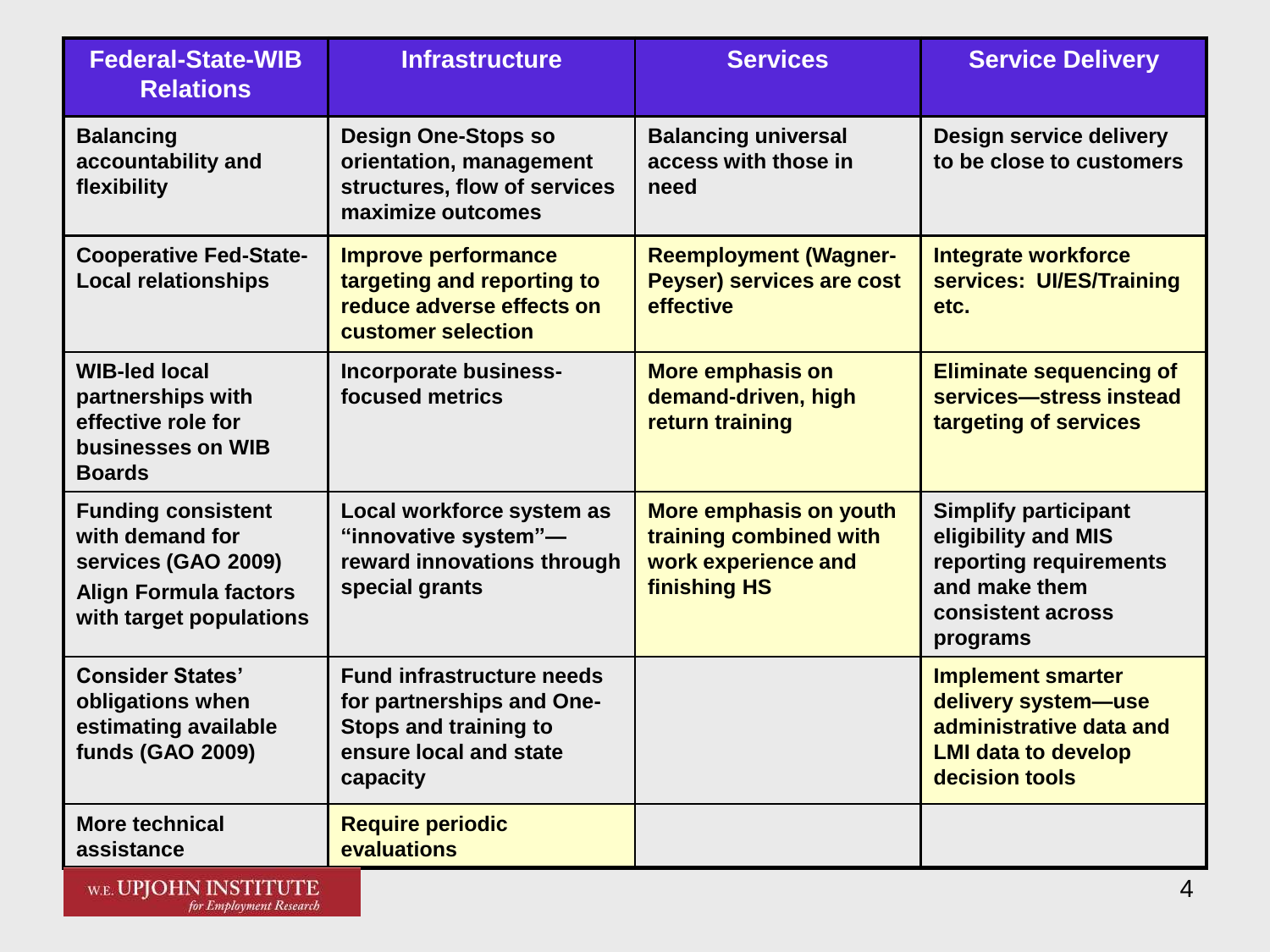| Federal-State-WIB Relations | Infrastructure | Services | Service Delivery |
|---|---|---|---|
| Balancing accountability and flexibility | Design One-Stops so orientation, management structures, flow of services maximize outcomes | Balancing universal access with those in need | Design service delivery to be close to customers |
| Cooperative Fed-State-Local relationships | Improve performance targeting and reporting to reduce adverse effects on customer selection | Reemployment (Wagner-Peyser) services are cost effective | Integrate workforce services: UI/ES/Training etc. |
| WIB-led local partnerships with effective role for businesses on WIB Boards | Incorporate business-focused metrics | More emphasis on demand-driven, high return training | Eliminate sequencing of services—stress instead targeting of services |
| Funding consistent with demand for services (GAO 2009) Align Formula factors with target populations | Local workforce system as "innovative system"—reward innovations through special grants | More emphasis on youth training combined with work experience and finishing HS | Simplify participant eligibility and MIS reporting requirements and make them consistent across programs |
| Consider States' obligations when estimating available funds (GAO 2009) | Fund infrastructure needs for partnerships and One-Stops and training to ensure local and state capacity | | Implement smarter delivery system—use administrative data and LMI data to develop decision tools |
| More technical assistance | Require periodic evaluations | | |

W.E. UPJOHN INSTITUTE *for Employment Research*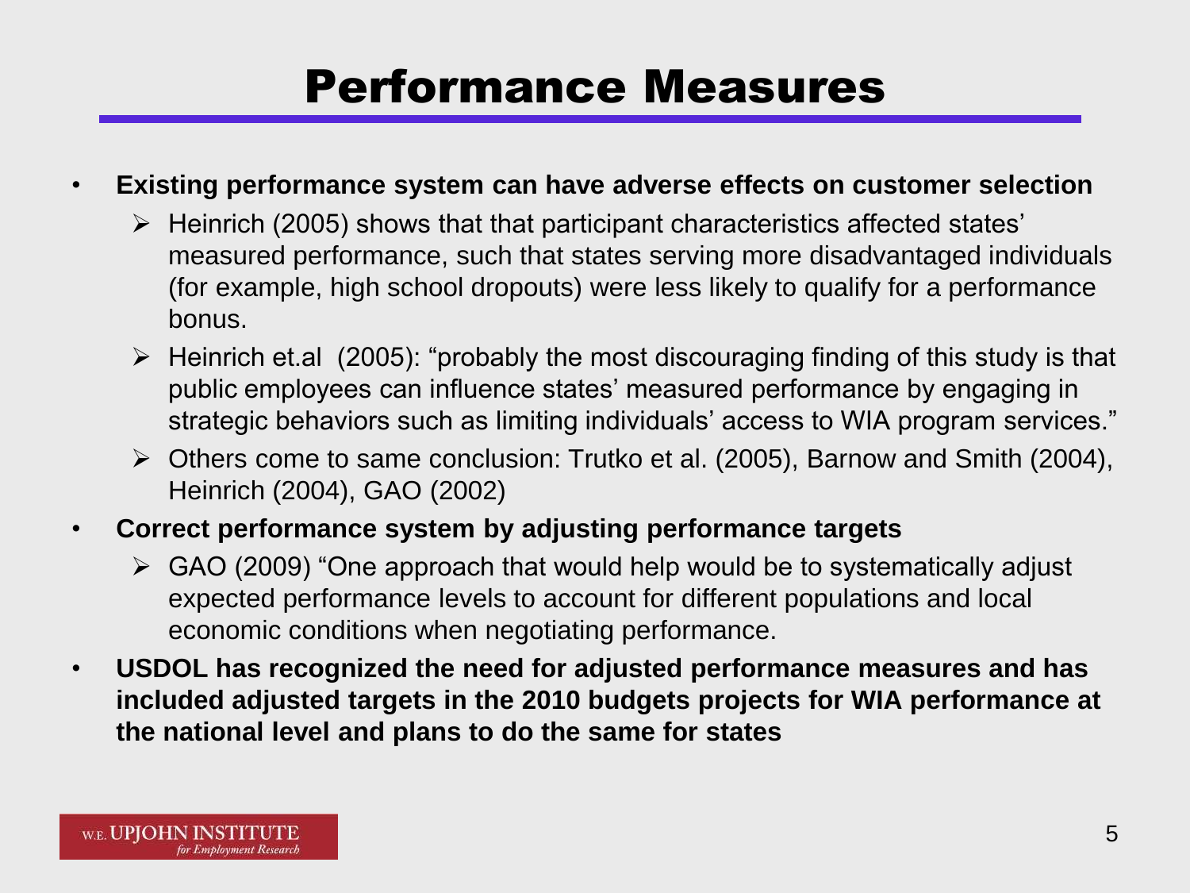# Performance Measures

- **Existing performance system can have adverse effects on customer selection**
  - Heinrich (2005) shows that that participant characteristics affected states' measured performance, such that states serving more disadvantaged individuals (for example, high school dropouts) were less likely to qualify for a performance bonus.
  - Heinrich et.al (2005): "probably the most discouraging finding of this study is that public employees can influence states' measured performance by engaging in strategic behaviors such as limiting individuals' access to WIA program services."
  - Others come to same conclusion: Trutko et al. (2005), Barnow and Smith (2004), Heinrich (2004), GAO (2002)
- **Correct performance system by adjusting performance targets**
  - GAO (2009) "One approach that would help would be to systematically adjust expected performance levels to account for different populations and local economic conditions when negotiating performance.
- **USDOL has recognized the need for adjusted performance measures and has included adjusted targets in the 2010 budgets projects for WIA performance at the national level and plans to do the same for states**

W.E. UPJOHN INSTITUTE *for Employment Research*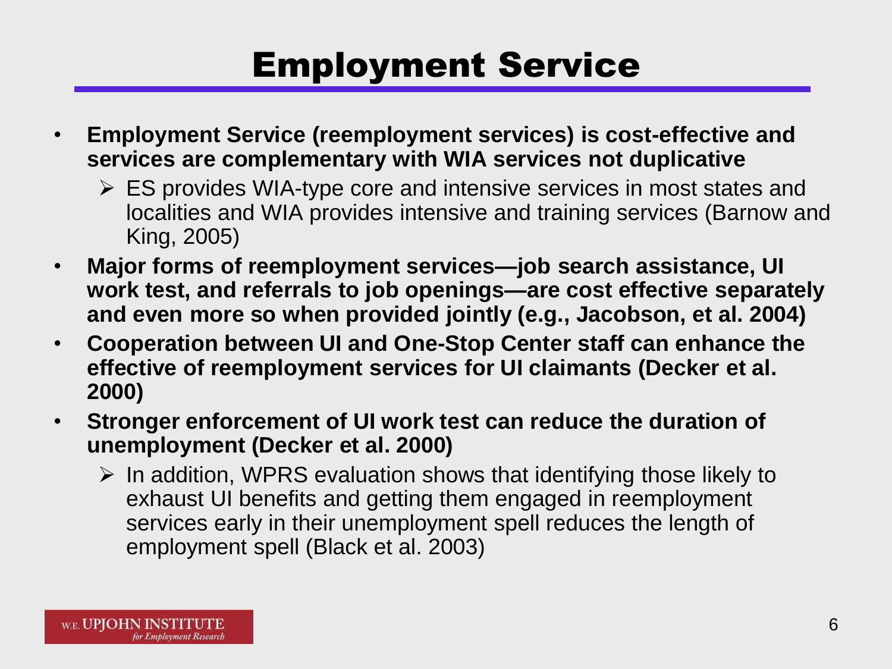# Employment Service

- **Employment Service (reemployment services) is cost-effective and services are complementary with WIA services not duplicative**
  - ES provides WIA-type core and intensive services in most states and localities and WIA provides intensive and training services (Barnow and King, 2005)
- **Major forms of reemployment services—job search assistance, UI work test, and referrals to job openings—are cost effective separately and even more so when provided jointly (e.g., Jacobson, et al. 2004)**
- **Cooperation between UI and One-Stop Center staff can enhance the effective of reemployment services for UI claimants (Decker et al. 2000)**
- **Stronger enforcement of UI work test can reduce the duration of unemployment (Decker et al. 2000)**
  - In addition, WPRS evaluation shows that identifying those likely to exhaust UI benefits and getting them engaged in reemployment services early in their unemployment spell reduces the length of employment spell (Black et al. 2003)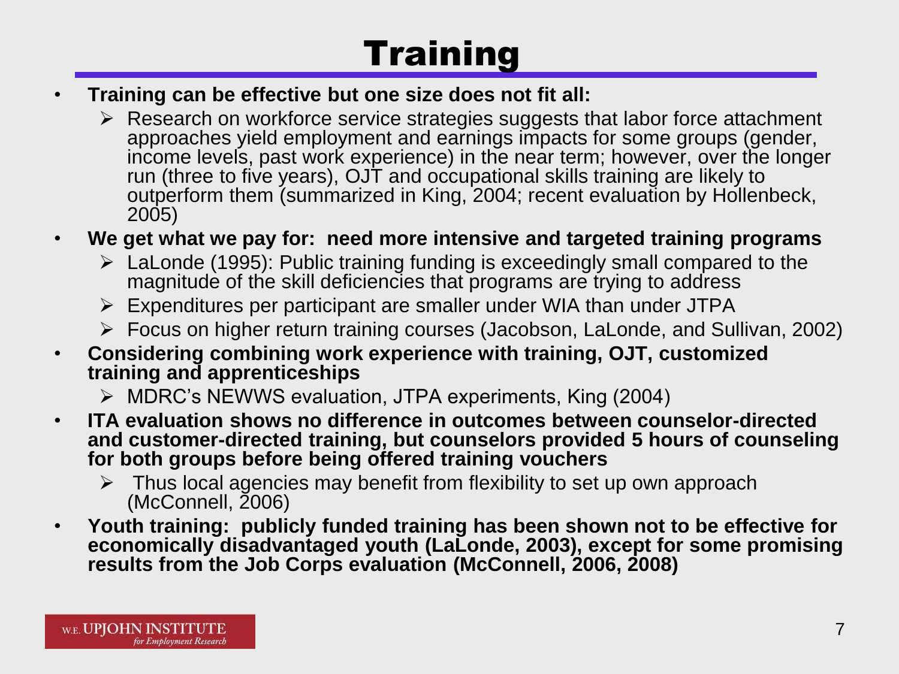# Training

- **Training can be effective but one size does not fit all:**
  - Research on workforce service strategies suggests that labor force attachment approaches yield employment and earnings impacts for some groups (gender, income levels, past work experience) in the near term; however, over the longer run (three to five years), OJT and occupational skills training are likely to outperform them (summarized in King, 2004; recent evaluation by Hollenbeck, 2005)
- **We get what we pay for: need more intensive and targeted training programs**
  - LaLonde (1995): Public training funding is exceedingly small compared to the magnitude of the skill deficiencies that programs are trying to address
  - Expenditures per participant are smaller under WIA than under JTPA
  - Focus on higher return training courses (Jacobson, LaLonde, and Sullivan, 2002)
- **Considering combining work experience with training, OJT, customized training and apprenticeships**
  - MDRC's NEWWS evaluation, JTPA experiments, King (2004)
- **ITA evaluation shows no difference in outcomes between counselor-directed and customer-directed training, but counselors provided 5 hours of counseling for both groups before being offered training vouchers**
  - Thus local agencies may benefit from flexibility to set up own approach (McConnell, 2006)
- **Youth training: publicly funded training has been shown not to be effective for economically disadvantaged youth (LaLonde, 2003), except for some promising results from the Job Corps evaluation (McConnell, 2006, 2008)**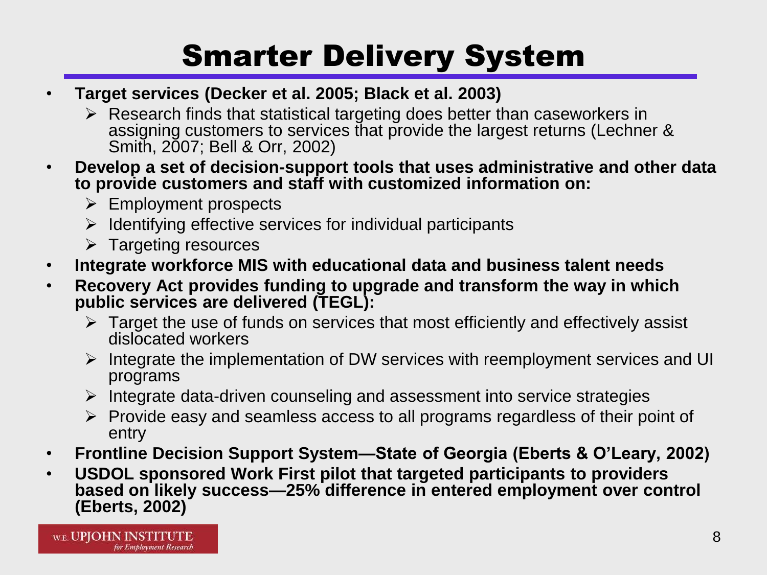# Smarter Delivery System

- **Target services (Decker et al. 2005; Black et al. 2003)**
  - Research finds that statistical targeting does better than caseworkers in assigning customers to services that provide the largest returns (Lechner & Smith, 2007; Bell & Orr, 2002)
- **Develop a set of decision-support tools that uses administrative and other data to provide customers and staff with customized information on:**
  - Employment prospects
  - Identifying effective services for individual participants
  - Targeting resources
- **Integrate workforce MIS with educational data and business talent needs**
- **Recovery Act provides funding to upgrade and transform the way in which public services are delivered (TEGL):**
  - Target the use of funds on services that most efficiently and effectively assist dislocated workers
  - Integrate the implementation of DW services with reemployment services and UI programs
  - Integrate data-driven counseling and assessment into service strategies
  - Provide easy and seamless access to all programs regardless of their point of entry
- **Frontline Decision Support System—State of Georgia (Eberts & O'Leary, 2002)**
- **USDOL sponsored Work First pilot that targeted participants to providers based on likely success—25% difference in entered employment over control (Eberts, 2002)**

W.E. UPJOHN INSTITUTE *for Employment Research*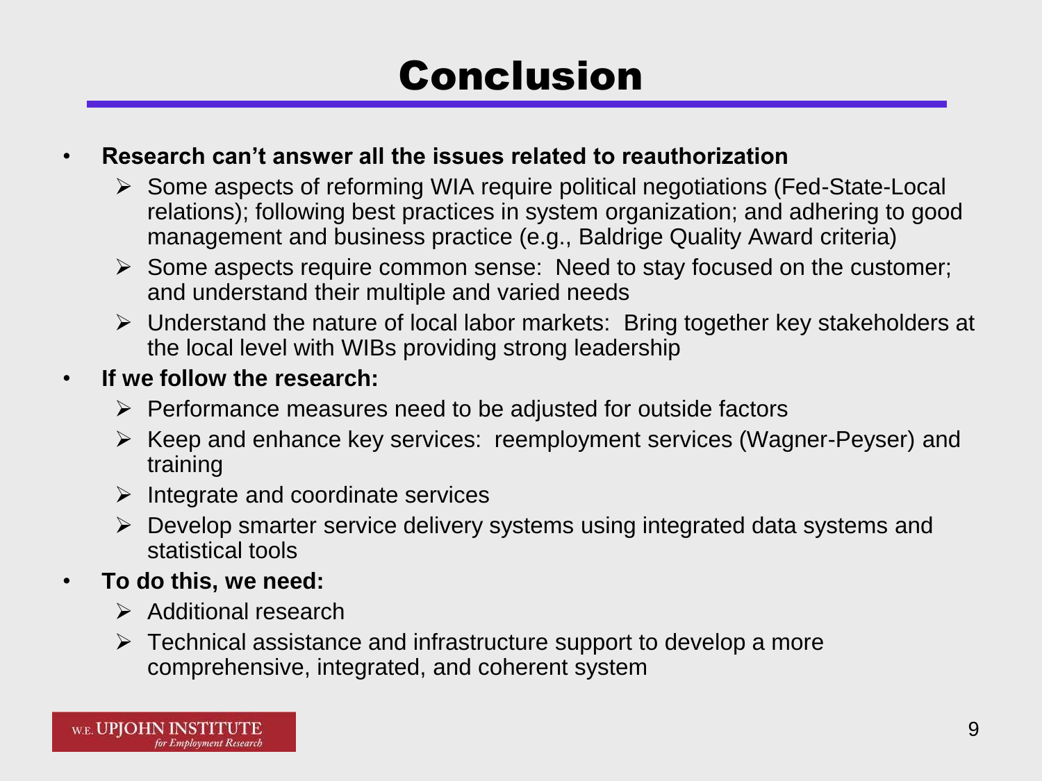# Conclusion

- **Research can't answer all the issues related to reauthorization**
  - Some aspects of reforming WIA require political negotiations (Fed-State-Local relations); following best practices in system organization; and adhering to good management and business practice (e.g., Baldrige Quality Award criteria)
  - Some aspects require common sense: Need to stay focused on the customer; and understand their multiple and varied needs
  - Understand the nature of local labor markets: Bring together key stakeholders at the local level with WIBs providing strong leadership
- **If we follow the research:**
  - Performance measures need to be adjusted for outside factors
  - Keep and enhance key services: reemployment services (Wagner-Peyser) and training
  - Integrate and coordinate services
  - Develop smarter service delivery systems using integrated data systems and statistical tools
- **To do this, we need:**
  - Additional research
  - Technical assistance and infrastructure support to develop a more comprehensive, integrated, and coherent system

W.E. UPJOHN INSTITUTE *for Employment Research*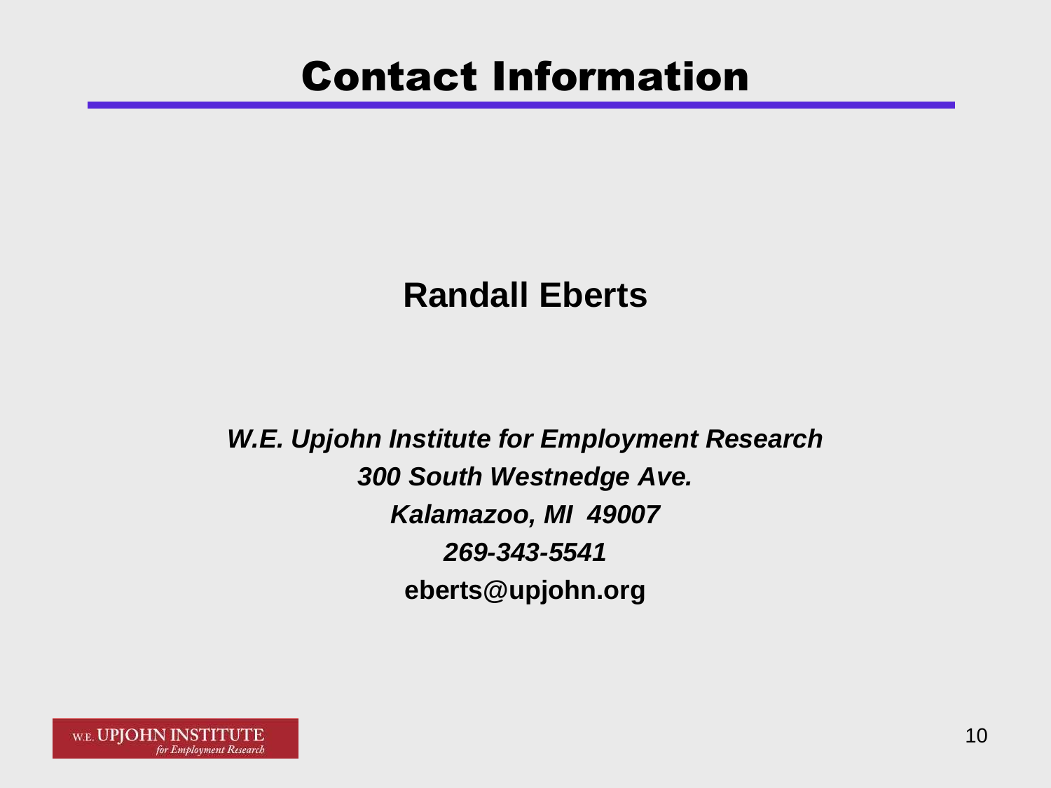# Contact Information

**Randall Eberts**

***W.E. Upjohn Institute for Employment Research***

***300 South Westnedge Ave.***

***Kalamazoo, MI 49007***

***269-343-5541***

**eberts@upjohn.org**

W.E. UPJOHN INSTITUTE *for Employment Research*